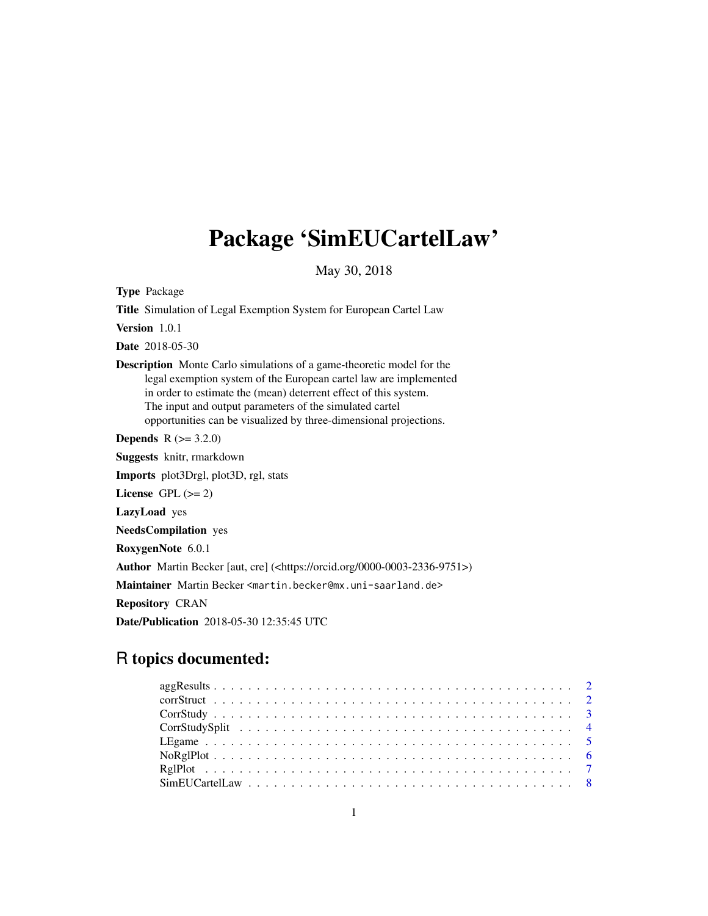# Package 'SimEUCartelLaw'

May 30, 2018

**Type** Package

**Title** Simulation of Legal Exemption System for European Cartel Law

**Version** 1.0.1

**Date** 2018-05-30

**Description** Monte Carlo simulations of a game-theoretic model for the legal exemption system of the European cartel law are implemented in order to estimate the (mean) deterrent effect of this system. The input and output parameters of the simulated cartel opportunities can be visualized by three-dimensional projections.

**Depends** R (>= 3.2.0)

**Suggests** knitr, rmarkdown

**Imports** plot3Drgl, plot3D, rgl, stats

**License** GPL (>= 2)

**LazyLoad** yes

**NeedsCompilation** yes

**RoxygenNote** 6.0.1

**Author** Martin Becker [aut, cre] (<https://orcid.org/0000-0003-2336-9751>)

**Maintainer** Martin Becker <martin.becker@mx.uni-saarland.de>

**Repository** CRAN

**Date/Publication** 2018-05-30 12:35:45 UTC

## R topics documented:

- aggResults . . . . . . . . . . . . . . . . . . . . . . . . . . . . . . . . . . . . . . . . 2
- corrStruct . . . . . . . . . . . . . . . . . . . . . . . . . . . . . . . . . . . . . . . . 2
- CorrStudy . . . . . . . . . . . . . . . . . . . . . . . . . . . . . . . . . . . . . . . . 3
- CorrStudySplit . . . . . . . . . . . . . . . . . . . . . . . . . . . . . . . . . . . . . . 4
- LEgame . . . . . . . . . . . . . . . . . . . . . . . . . . . . . . . . . . . . . . . . . 5
- NoRglPlot . . . . . . . . . . . . . . . . . . . . . . . . . . . . . . . . . . . . . . . . 6
- RglPlot . . . . . . . . . . . . . . . . . . . . . . . . . . . . . . . . . . . . . . . . . 7
- SimEUCartelLaw . . . . . . . . . . . . . . . . . . . . . . . . . . . . . . . . . . . . 8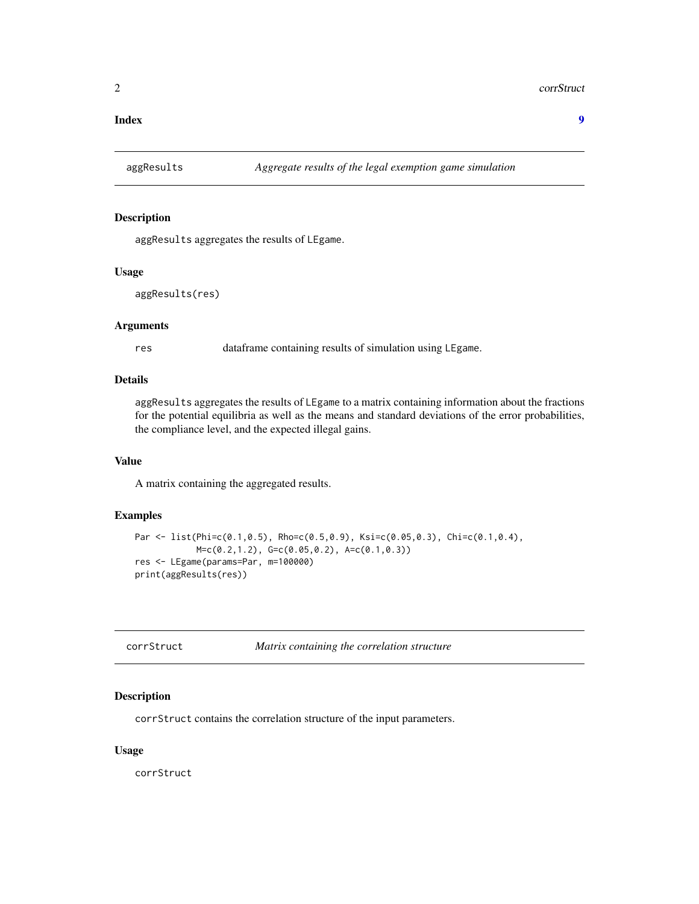**Index** **9**

## aggRults — *Aggregate results of the legal exemption game simulation*

### Description

aggResults aggregates the results of LEgame.

### Usage

```
aggResults(res)
```

### Arguments

| | |
|---|---|
| res | dataframe containing results of simulation using LEgame. |

### Details

aggResults aggregates the results of LEgame to a matrix containing information about the fractions for the potential equilibria as well as the means and standard deviations of the error probabilities, the compliance level, and the expected illegal gains.

### Value

A matrix containing the aggregated results.

### Examples

```
Par <- list(Phi=c(0.1,0.5), Rho=c(0.5,0.9), Ksi=c(0.05,0.3), Chi=c(0.1,0.4),
            M=c(0.2,1.2), G=c(0.05,0.2), A=c(0.1,0.3))
res <- LEgame(params=Par, m=100000)
print(aggResults(res))
```

## corrStruct — *Matrix containing the correlation structure*

### Description

corrStruct contains the correlation structure of the input parameters.

### Usage

```
corrStruct
```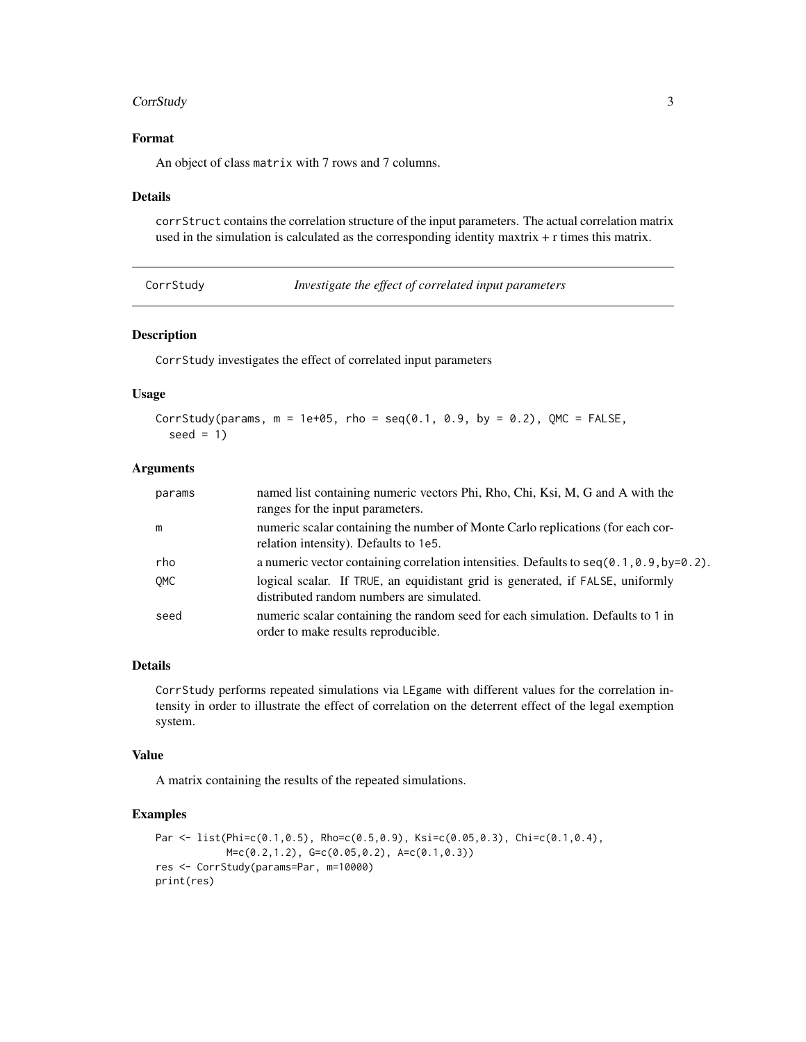### Format

An object of class `matrix` with 7 rows and 7 columns.

### Details

`corrStruct` contains the correlation structure of the input parameters. The actual correlation matrix used in the simulation is calculated as the corresponding identity maxtrix + r times this matrix.

---

## CorrStudy — *Investigate the effect of correlated input parameters*

### Description

`CorrStudy` investigates the effect of correlated input parameters

### Usage

```
CorrStudy(params, m = 1e+05, rho = seq(0.1, 0.9, by = 0.2), QMC = FALSE,
  seed = 1)
```

### Arguments

| | |
|---|---|
| `params` | named list containing numeric vectors Phi, Rho, Chi, Ksi, M, G and A with the ranges for the input parameters. |
| `m` | numeric scalar containing the number of Monte Carlo replications (for each correlation intensity). Defaults to `1e5`. |
| `rho` | a numeric vector containing correlation intensities. Defaults to `seq(0.1,0.9,by=0.2)`. |
| `QMC` | logical scalar. If `TRUE`, an equidistant grid is generated, if `FALSE`, uniformly distributed random numbers are simulated. |
| `seed` | numeric scalar containing the random seed for each simulation. Defaults to `1` in order to make results reproducible. |

### Details

`CorrStudy` performs repeated simulations via `LEgame` with different values for the correlation intensity in order to illustrate the effect of correlation on the deterrent effect of the legal exemption system.

### Value

A matrix containing the results of the repeated simulations.

### Examples

```
Par <- list(Phi=c(0.1,0.5), Rho=c(0.5,0.9), Ksi=c(0.05,0.3), Chi=c(0.1,0.4),
            M=c(0.2,1.2), G=c(0.05,0.2), A=c(0.1,0.3))
res <- CorrStudy(params=Par, m=10000)
print(res)
```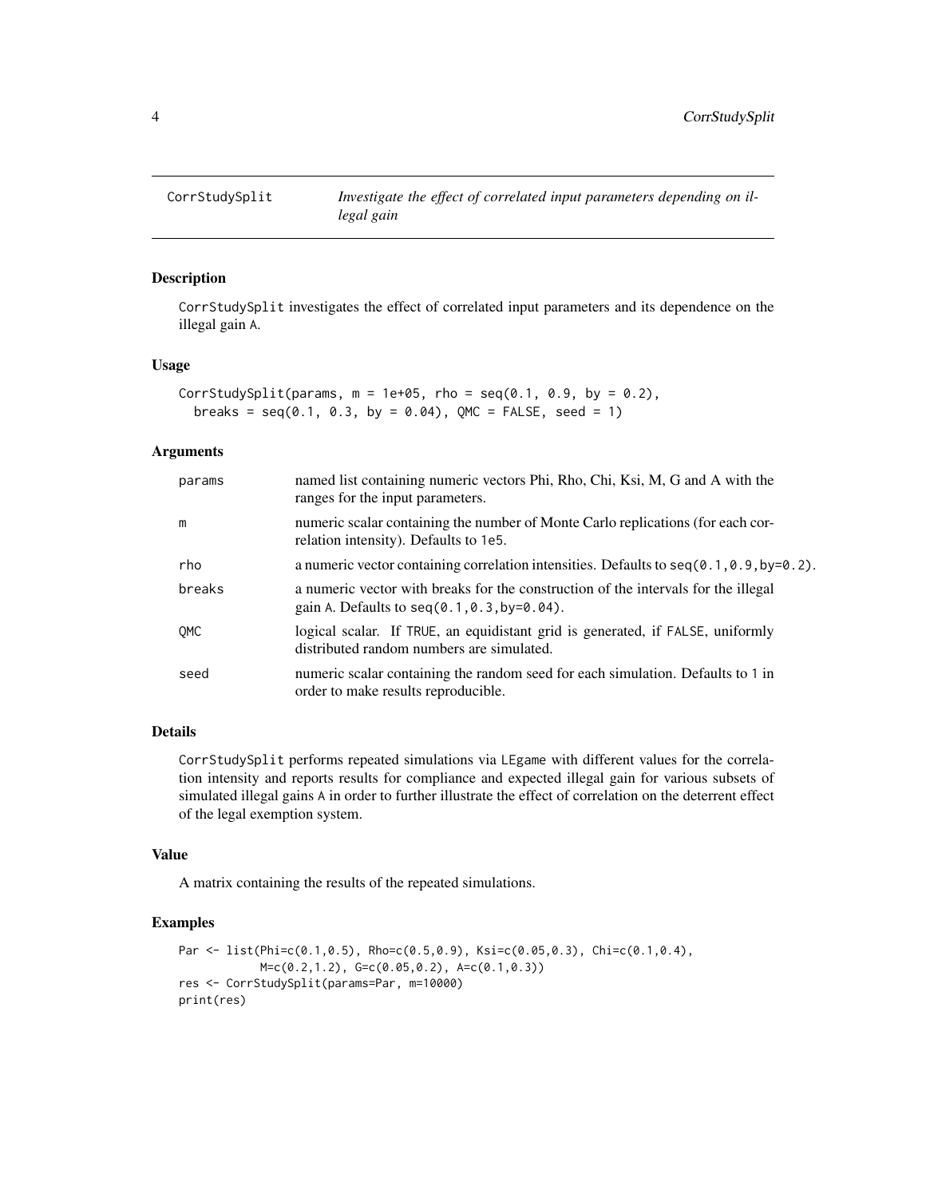CorrStudySplit *Investigate the effect of correlated input parameters depending on illegal gain*

## Description

CorrStudySplit investigates the effect of correlated input parameters and its dependence on the illegal gain A.

## Usage

```
CorrStudySplit(params, m = 1e+05, rho = seq(0.1, 0.9, by = 0.2),
  breaks = seq(0.1, 0.3, by = 0.04), QMC = FALSE, seed = 1)
```

## Arguments

| | |
|---|---|
| params | named list containing numeric vectors Phi, Rho, Chi, Ksi, M, G and A with the ranges for the input parameters. |
| m | numeric scalar containing the number of Monte Carlo replications (for each correlation intensity). Defaults to 1e5. |
| rho | a numeric vector containing correlation intensities. Defaults to seq(0.1,0.9,by=0.2). |
| breaks | a numeric vector with breaks for the construction of the intervals for the illegal gain A. Defaults to seq(0.1,0.3,by=0.04). |
| QMC | logical scalar. If TRUE, an equidistant grid is generated, if FALSE, uniformly distributed random numbers are simulated. |
| seed | numeric scalar containing the random seed for each simulation. Defaults to 1 in order to make results reproducible. |

## Details

CorrStudySplit performs repeated simulations via LEgame with different values for the correlation intensity and reports results for compliance and expected illegal gain for various subsets of simulated illegal gains A in order to further illustrate the effect of correlation on the deterrent effect of the legal exemption system.

## Value

A matrix containing the results of the repeated simulations.

## Examples

```
Par <- list(Phi=c(0.1,0.5), Rho=c(0.5,0.9), Ksi=c(0.05,0.3), Chi=c(0.1,0.4),
            M=c(0.2,1.2), G=c(0.05,0.2), A=c(0.1,0.3))
res <- CorrStudySplit(params=Par, m=10000)
print(res)
```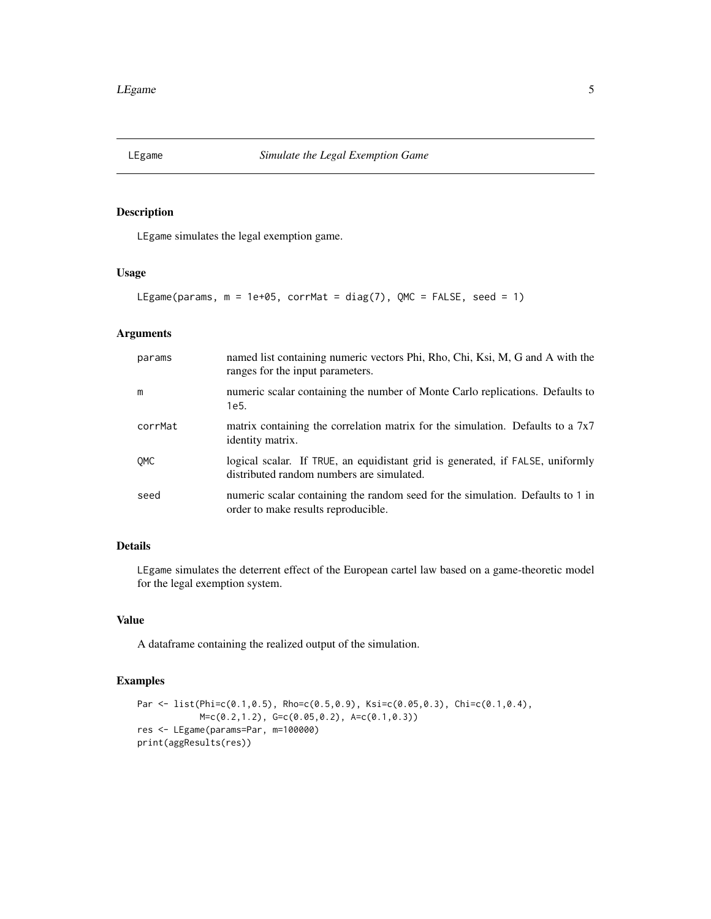# LEgame — *Simulate the Legal Exemption Game*

## Description

LEgame simulates the legal exemption game.

## Usage

```
LEgame(params, m = 1e+05, corrMat = diag(7), QMC = FALSE, seed = 1)
```

## Arguments

| | |
|---|---|
| params | named list containing numeric vectors Phi, Rho, Chi, Ksi, M, G and A with the ranges for the input parameters. |
| m | numeric scalar containing the number of Monte Carlo replications. Defaults to 1e5. |
| corrMat | matrix containing the correlation matrix for the simulation. Defaults to a 7x7 identity matrix. |
| QMC | logical scalar. If TRUE, an equidistant grid is generated, if FALSE, uniformly distributed random numbers are simulated. |
| seed | numeric scalar containing the random seed for the simulation. Defaults to 1 in order to make results reproducible. |

## Details

LEgame simulates the deterrent effect of the European cartel law based on a game-theoretic model for the legal exemption system.

## Value

A dataframe containing the realized output of the simulation.

## Examples

```
Par <- list(Phi=c(0.1,0.5), Rho=c(0.5,0.9), Ksi=c(0.05,0.3), Chi=c(0.1,0.4),
            M=c(0.2,1.2), G=c(0.05,0.2), A=c(0.1,0.3))
res <- LEgame(params=Par, m=100000)
print(aggResults(res))
```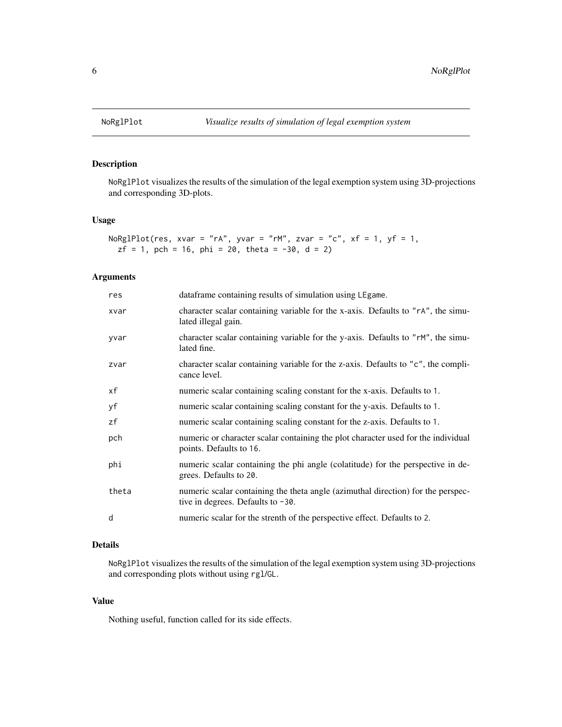## NoRglPlot *Visualize results of simulation of legal exemption system*

### Description

`NoRglPlot` visualizes the results of the simulation of the legal exemption system using 3D-projections and corresponding 3D-plots.

### Usage

```
NoRglPlot(res, xvar = "rA", yvar = "rM", zvar = "c", xf = 1, yf = 1,
  zf = 1, pch = 16, phi = 20, theta = -30, d = 2)
```

### Arguments

| | |
|---|---|
| `res` | dataframe containing results of simulation using `LEgame`. |
| `xvar` | character scalar containing variable for the x-axis. Defaults to `"rA"`, the simulated illegal gain. |
| `yvar` | character scalar containing variable for the y-axis. Defaults to `"rM"`, the simulated fine. |
| `zvar` | character scalar containing variable for the z-axis. Defaults to `"c"`, the complicance level. |
| `xf` | numeric scalar containing scaling constant for the x-axis. Defaults to `1`. |
| `yf` | numeric scalar containing scaling constant for the y-axis. Defaults to `1`. |
| `zf` | numeric scalar containing scaling constant for the z-axis. Defaults to `1`. |
| `pch` | numeric or character scalar containing the plot character used for the individual points. Defaults to `16`. |
| `phi` | numeric scalar containing the phi angle (colatitude) for the perspective in degrees. Defaults to `20`. |
| `theta` | numeric scalar containing the theta angle (azimuthal direction) for the perspective in degrees. Defaults to `-30`. |
| `d` | numeric scalar for the strenth of the perspective effect. Defaults to `2`. |

### Details

`NoRglPlot` visualizes the results of the simulation of the legal exemption system using 3D-projections and corresponding plots without using `rgl`/`GL`.

### Value

Nothing useful, function called for its side effects.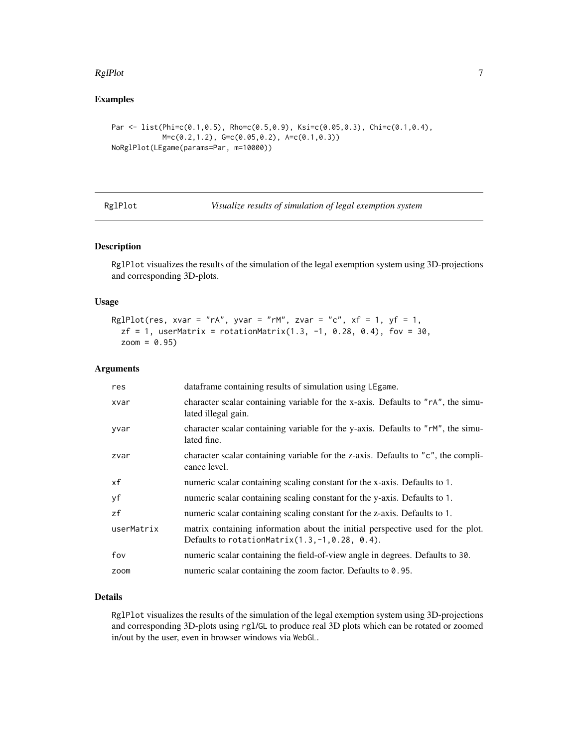## Examples

```
Par <- list(Phi=c(0.1,0.5), Rho=c(0.5,0.9), Ksi=c(0.05,0.3), Chi=c(0.1,0.4),
            M=c(0.2,1.2), G=c(0.05,0.2), A=c(0.1,0.3))
NoRglPlot(LEgame(params=Par, m=10000))
```

---

# RglPlot *Visualize results of simulation of legal exemption system*

## Description

RglPlot visualizes the results of the simulation of the legal exemption system using 3D-projections and corresponding 3D-plots.

## Usage

```
RglPlot(res, xvar = "rA", yvar = "rM", zvar = "c", xf = 1, yf = 1,
  zf = 1, userMatrix = rotationMatrix(1.3, -1, 0.28, 0.4), fov = 30,
  zoom = 0.95)
```

## Arguments

| | |
|---|---|
| res | dataframe containing results of simulation using LEgame. |
| xvar | character scalar containing variable for the x-axis. Defaults to "rA", the simulated illegal gain. |
| yvar | character scalar containing variable for the y-axis. Defaults to "rM", the simulated fine. |
| zvar | character scalar containing variable for the z-axis. Defaults to "c", the complicance level. |
| xf | numeric scalar containing scaling constant for the x-axis. Defaults to 1. |
| yf | numeric scalar containing scaling constant for the y-axis. Defaults to 1. |
| zf | numeric scalar containing scaling constant for the z-axis. Defaults to 1. |
| userMatrix | matrix containing information about the initial perspective used for the plot. Defaults to rotationMatrix(1.3,-1,0.28, 0.4). |
| fov | numeric scalar containing the field-of-view angle in degrees. Defaults to 30. |
| zoom | numeric scalar containing the zoom factor. Defaults to 0.95. |

## Details

RglPlot visualizes the results of the simulation of the legal exemption system using 3D-projections and corresponding 3D-plots using rgl/GL to produce real 3D plots which can be rotated or zoomed in/out by the user, even in browser windows via WebGL.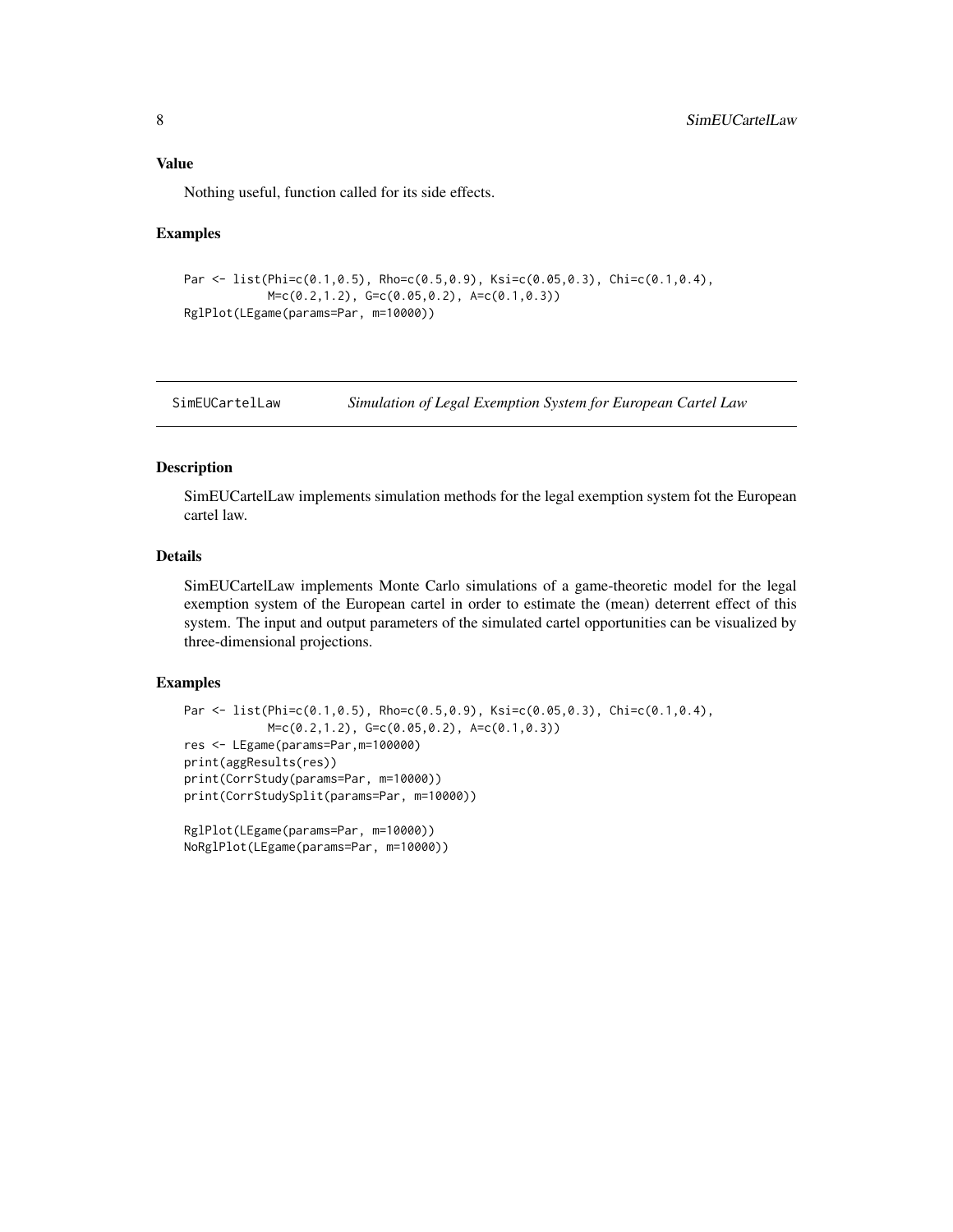### Value

Nothing useful, function called for its side effects.

### Examples

```
Par <- list(Phi=c(0.1,0.5), Rho=c(0.5,0.9), Ksi=c(0.05,0.3), Chi=c(0.1,0.4),
           M=c(0.2,1.2), G=c(0.05,0.2), A=c(0.1,0.3))
RglPlot(LEgame(params=Par, m=10000))
```

---

## SimEUCartelLaw    *Simulation of Legal Exemption System for European Cartel Law*

---

### Description

SimEUCartelLaw implements simulation methods for the legal exemption system fot the European cartel law.

### Details

SimEUCartelLaw implements Monte Carlo simulations of a game-theoretic model for the legal exemption system of the European cartel in order to estimate the (mean) deterrent effect of this system. The input and output parameters of the simulated cartel opportunities can be visualized by three-dimensional projections.

### Examples

```
Par <- list(Phi=c(0.1,0.5), Rho=c(0.5,0.9), Ksi=c(0.05,0.3), Chi=c(0.1,0.4),
           M=c(0.2,1.2), G=c(0.05,0.2), A=c(0.1,0.3))
res <- LEgame(params=Par,m=100000)
print(aggResults(res))
print(CorrStudy(params=Par, m=10000))
print(CorrStudySplit(params=Par, m=10000))

RglPlot(LEgame(params=Par, m=10000))
NoRglPlot(LEgame(params=Par, m=10000))
```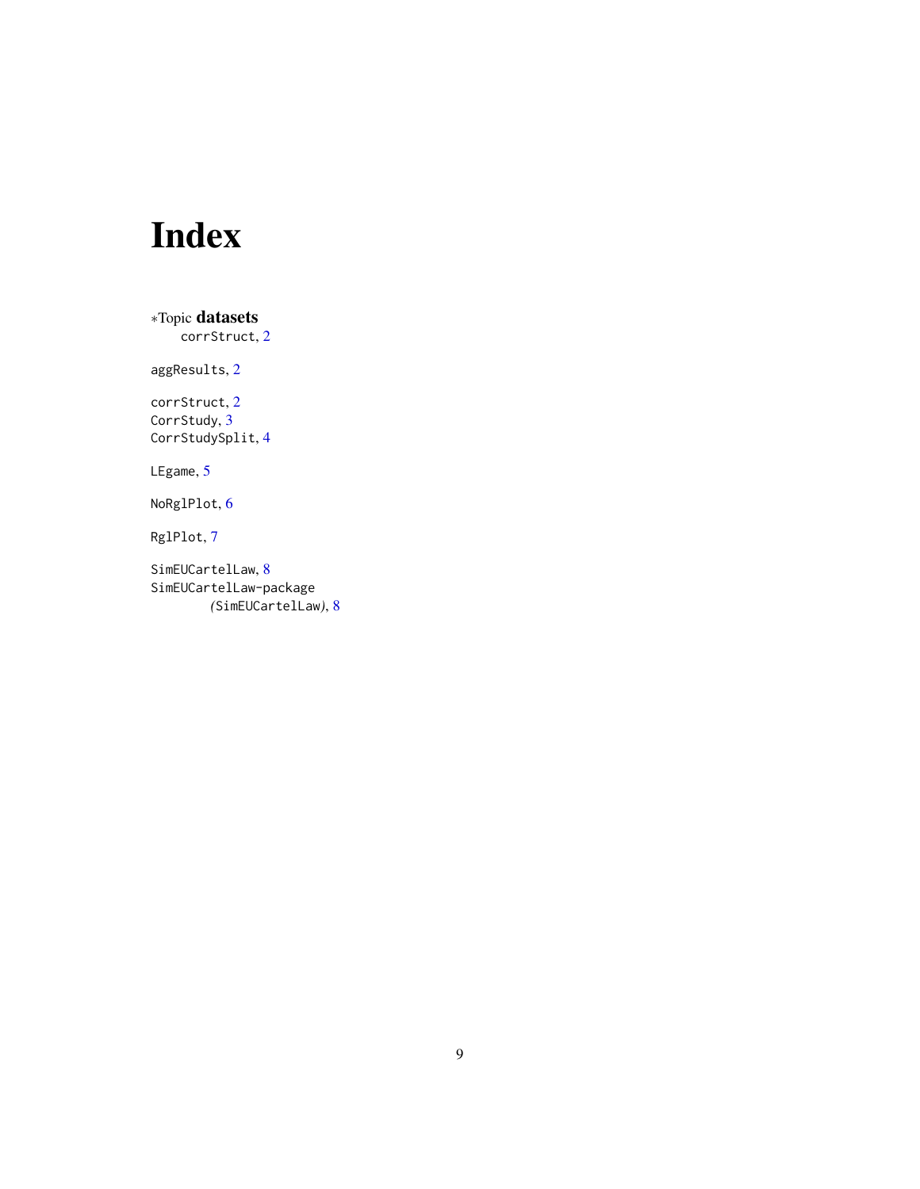# Index

*Topic **datasets**
    corrStruct, 2

aggResults, 2

corrStruct, 2
CorrStudy, 3
CorrStudySplit, 4

LEgame, 5

NoRglPlot, 6

RglPlot, 7

SimEUCartelLaw, 8
SimEUCartelLaw-package
        (SimEUCartelLaw), 8